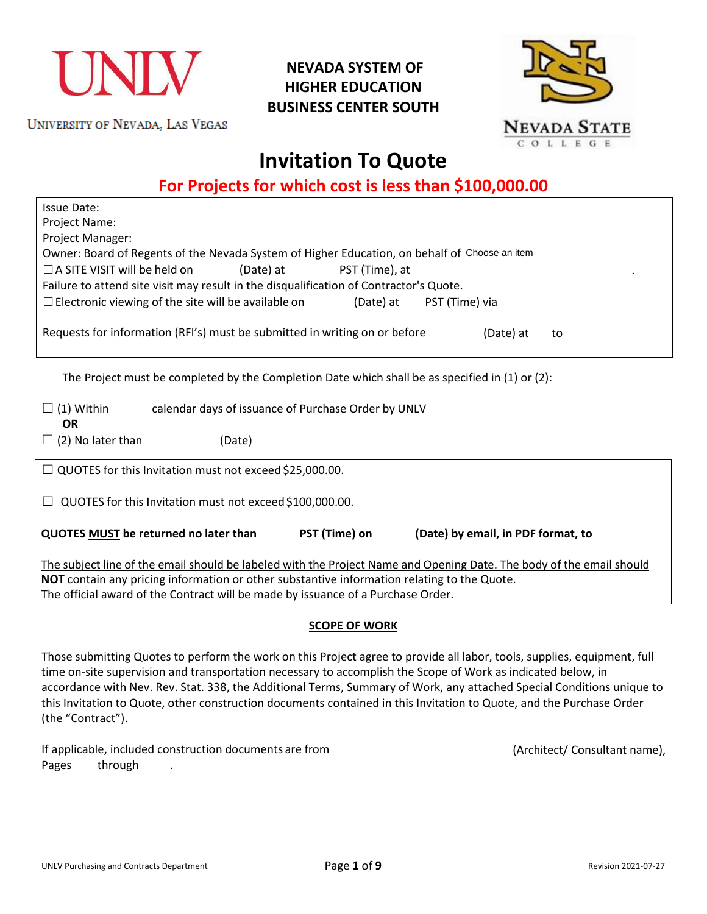UNLV

UNIVERSITY OF NEVADA, LAS VEGAS

**NEVADA SYSTEM OF HIGHER EDUCATION BUSINESS CENTER SOUTH**

NEVADA STATE COLLEGE

# Invitation To Quote

## For Projects for which cost is less than $100,000.00

Issue Date:
Project Name:
Project Manager:
Owner: Board of Regents of the Nevada System of Higher Education, on behalf of Choose an item
☐ A SITE VISIT will be held on (Date) at PST (Time), at .
Failure to attend site visit may result in the disqualification of Contractor's Quote.
☐ Electronic viewing of the site will be available on (Date) at PST (Time) via

Requests for information (RFI's) must be submitted in writing on or before (Date) at to

The Project must be completed by the Completion Date which shall be as specified in (1) or (2):

☐ (1) Within calendar days of issuance of Purchase Order by UNLV
**OR**
☐ (2) No later than (Date)

☐ QUOTES for this Invitation must not exceed $25,000.00.

☐ QUOTES for this Invitation must not exceed $100,000.00.

**QUOTES <u>MUST</u> be returned no later than PST (Time) on (Date) by email, in PDF format, to**

<u>The subject line of the email should be labeled with the Project Name and Opening Date. The body of the email should</u> **NOT** contain any pricing information or other substantive information relating to the Quote.
The official award of the Contract will be made by issuance of a Purchase Order.

**<u>SCOPE OF WORK</u>**

Those submitting Quotes to perform the work on this Project agree to provide all labor, tools, supplies, equipment, full time on-site supervision and transportation necessary to accomplish the Scope of Work as indicated below, in accordance with Nev. Rev. Stat. 338, the Additional Terms, Summary of Work, any attached Special Conditions unique to this Invitation to Quote, other construction documents contained in this Invitation to Quote, and the Purchase Order (the "Contract").

If applicable, included construction documents are from (Architect/ Consultant name), Pages through .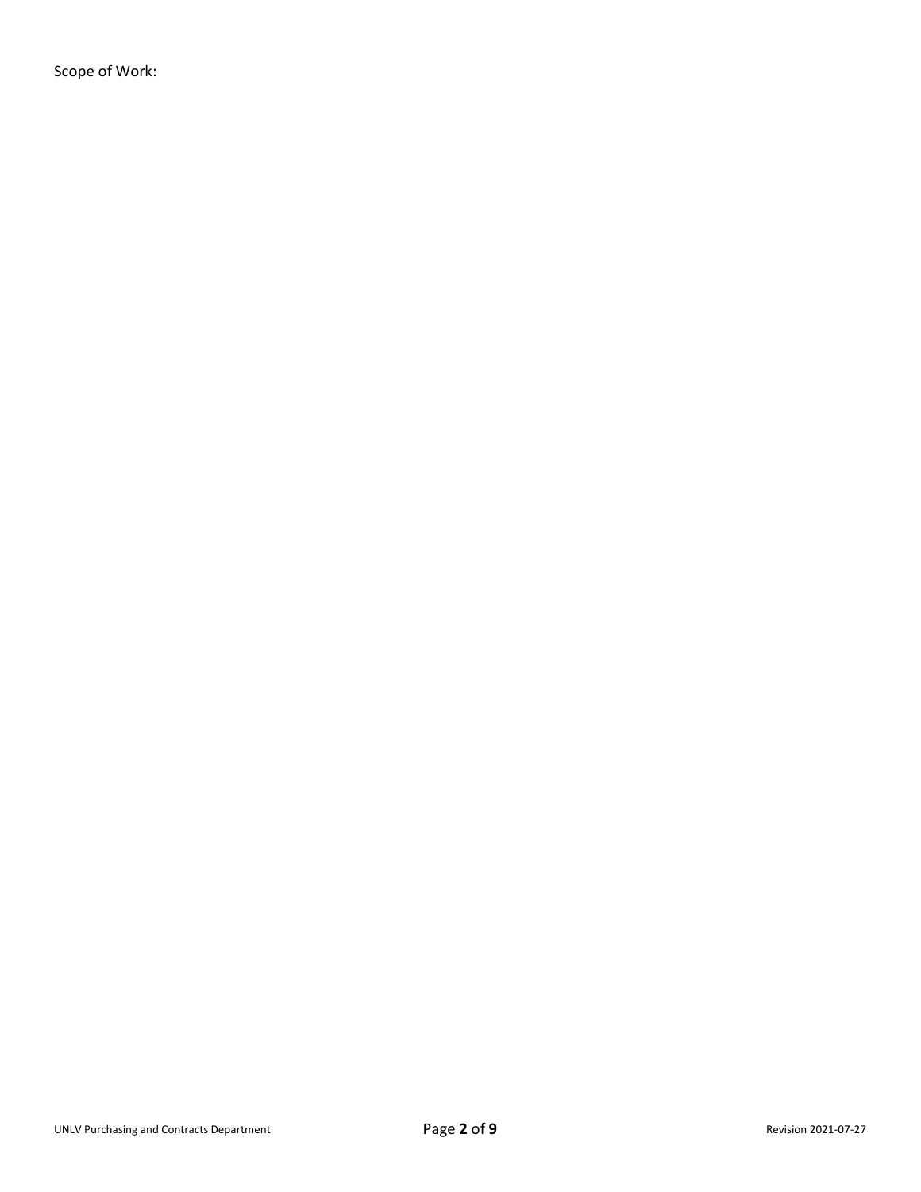Scope of Work: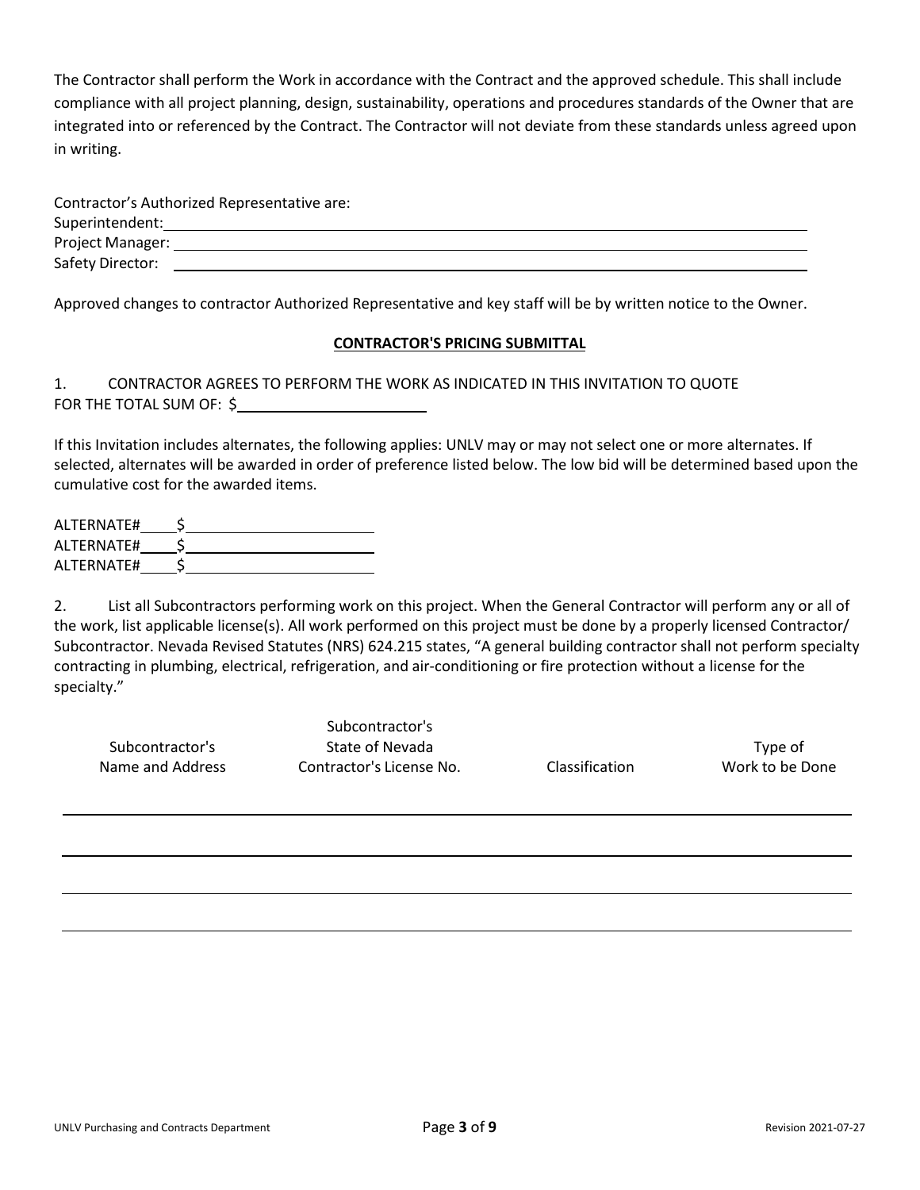The Contractor shall perform the Work in accordance with the Contract and the approved schedule. This shall include compliance with all project planning, design, sustainability, operations and procedures standards of the Owner that are integrated into or referenced by the Contract. The Contractor will not deviate from these standards unless agreed upon in writing.

Contractor's Authorized Representative are:
Superintendent: ______________________________
Project Manager: ______________________________
Safety Director: ______________________________

Approved changes to contractor Authorized Representative and key staff will be by written notice to the Owner.

## CONTRACTOR'S PRICING SUBMITTAL

1. CONTRACTOR AGREES TO PERFORM THE WORK AS INDICATED IN THIS INVITATION TO QUOTE FOR THE TOTAL SUM OF: $______________________

If this Invitation includes alternates, the following applies: UNLV may or may not select one or more alternates. If selected, alternates will be awarded in order of preference listed below. The low bid will be determined based upon the cumulative cost for the awarded items.

ALTERNATE#____ $______________________
ALTERNATE#____ $______________________
ALTERNATE#____ $______________________

2. List all Subcontractors performing work on this project. When the General Contractor will perform any or all of the work, list applicable license(s). All work performed on this project must be done by a properly licensed Contractor/ Subcontractor. Nevada Revised Statutes (NRS) 624.215 states, "A general building contractor shall not perform specialty contracting in plumbing, electrical, refrigeration, and air-conditioning or fire protection without a license for the specialty."

| Subcontractor's Name and Address | Subcontractor's State of Nevada Contractor's License No. | Classification | Type of Work to be Done |
|---|---|---|---|
| | | | |
| | | | |
| | | | |
| | | | |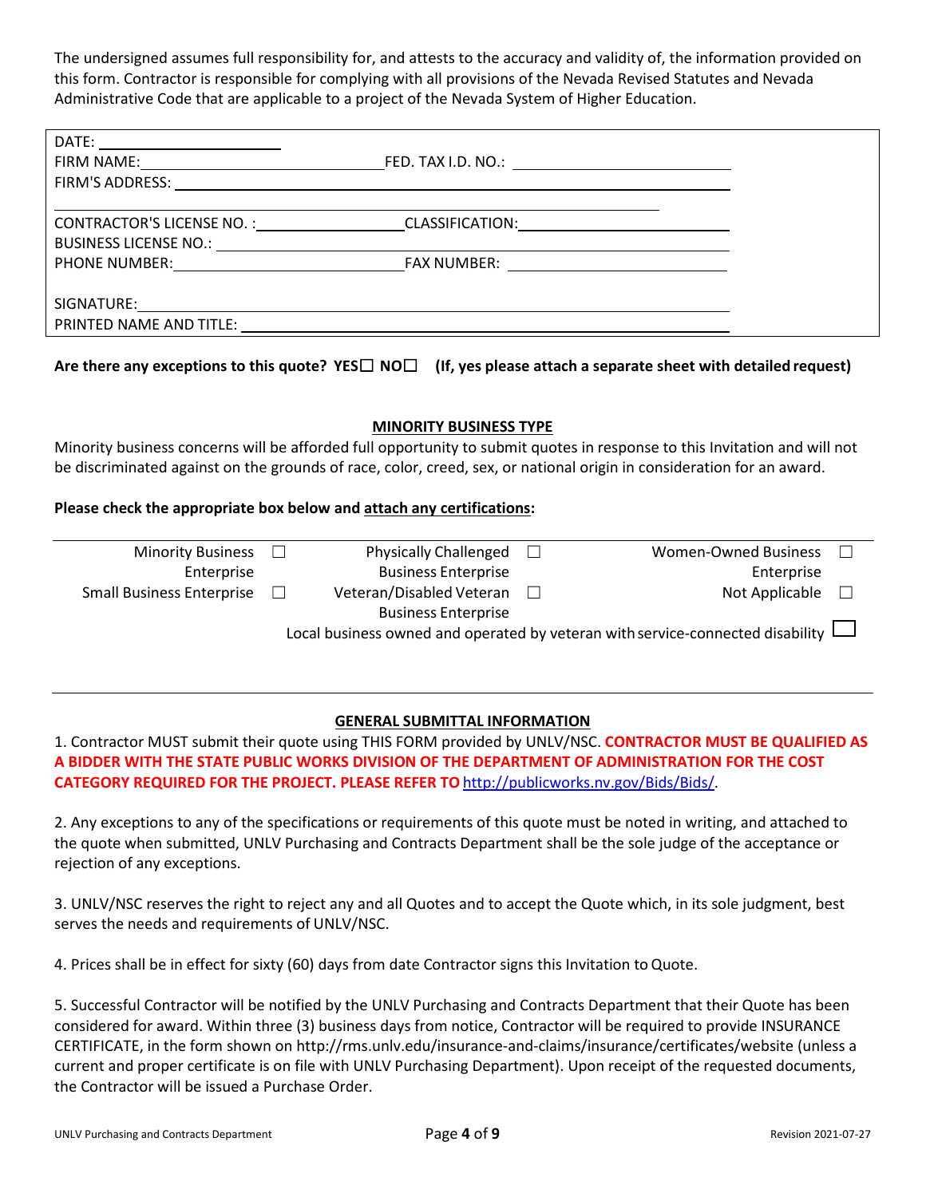The undersigned assumes full responsibility for, and attests to the accuracy and validity of, the information provided on this form. Contractor is responsible for complying with all provisions of the Nevada Revised Statutes and Nevada Administrative Code that are applicable to a project of the Nevada System of Higher Education.

DATE: ____________________

FIRM NAME: ____________________ FED. TAX I.D. NO.: ____________________

FIRM'S ADDRESS: ________________________________________

________________________________________

CONTRACTOR'S LICENSE NO. : ____________________ CLASSIFICATION: ____________________

BUSINESS LICENSE NO.: ________________________________________

PHONE NUMBER: ____________________ FAX NUMBER: ____________________

SIGNATURE: ________________________________________

PRINTED NAME AND TITLE: ________________________________________

**Are there any exceptions to this quote? YES☐ NO☐ (If, yes please attach a separate sheet with detailed request)**

## MINORITY BUSINESS TYPE

Minority business concerns will be afforded full opportunity to submit quotes in response to this Invitation and will not be discriminated against on the grounds of race, color, creed, sex, or national origin in consideration for an award.

**Please check the appropriate box below and attach any certifications:**

| | | |
|---|---|---|
| Minority Business Enterprise ☐ | Physically Challenged Business Enterprise ☐ | Women-Owned Business Enterprise ☐ |
| Small Business Enterprise ☐ | Veteran/Disabled Veteran Business Enterprise ☐ | Not Applicable ☐ |

Local business owned and operated by veteran with service-connected disability ☐

## GENERAL SUBMITTAL INFORMATION

1. Contractor MUST submit their quote using THIS FORM provided by UNLV/NSC. **CONTRACTOR MUST BE QUALIFIED AS A BIDDER WITH THE STATE PUBLIC WORKS DIVISION OF THE DEPARTMENT OF ADMINISTRATION FOR THE COST CATEGORY REQUIRED FOR THE PROJECT. PLEASE REFER TO** http://publicworks.nv.gov/Bids/Bids/.

2. Any exceptions to any of the specifications or requirements of this quote must be noted in writing, and attached to the quote when submitted, UNLV Purchasing and Contracts Department shall be the sole judge of the acceptance or rejection of any exceptions.

3. UNLV/NSC reserves the right to reject any and all Quotes and to accept the Quote which, in its sole judgment, best serves the needs and requirements of UNLV/NSC.

4. Prices shall be in effect for sixty (60) days from date Contractor signs this Invitation to Quote.

5. Successful Contractor will be notified by the UNLV Purchasing and Contracts Department that their Quote has been considered for award. Within three (3) business days from notice, Contractor will be required to provide INSURANCE CERTIFICATE, in the form shown on http://rms.unlv.edu/insurance-and-claims/insurance/certificates/website (unless a current and proper certificate is on file with UNLV Purchasing Department). Upon receipt of the requested documents, the Contractor will be issued a Purchase Order.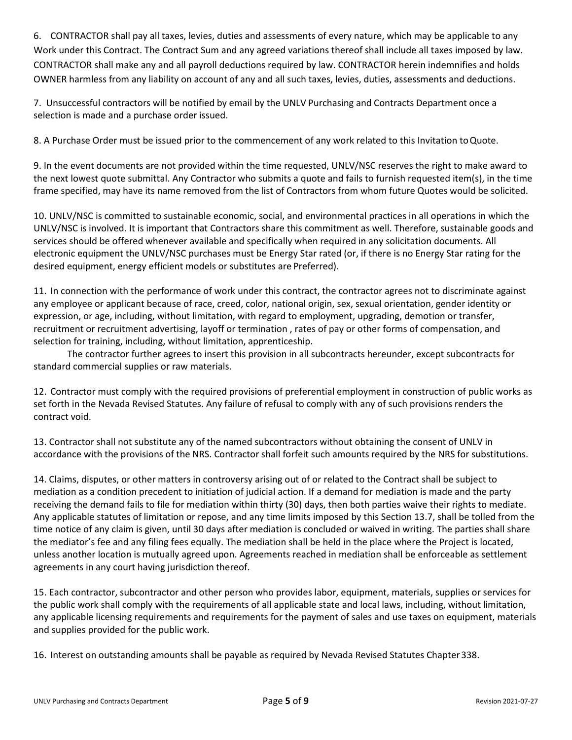6. CONTRACTOR shall pay all taxes, levies, duties and assessments of every nature, which may be applicable to any Work under this Contract. The Contract Sum and any agreed variations thereof shall include all taxes imposed by law. CONTRACTOR shall make any and all payroll deductions required by law. CONTRACTOR herein indemnifies and holds OWNER harmless from any liability on account of any and all such taxes, levies, duties, assessments and deductions.

7. Unsuccessful contractors will be notified by email by the UNLV Purchasing and Contracts Department once a selection is made and a purchase order issued.

8. A Purchase Order must be issued prior to the commencement of any work related to this Invitation to Quote.

9. In the event documents are not provided within the time requested, UNLV/NSC reserves the right to make award to the next lowest quote submittal. Any Contractor who submits a quote and fails to furnish requested item(s), in the time frame specified, may have its name removed from the list of Contractors from whom future Quotes would be solicited.

10. UNLV/NSC is committed to sustainable economic, social, and environmental practices in all operations in which the UNLV/NSC is involved. It is important that Contractors share this commitment as well. Therefore, sustainable goods and services should be offered whenever available and specifically when required in any solicitation documents. All electronic equipment the UNLV/NSC purchases must be Energy Star rated (or, if there is no Energy Star rating for the desired equipment, energy efficient models or substitutes are Preferred).

11. In connection with the performance of work under this contract, the contractor agrees not to discriminate against any employee or applicant because of race, creed, color, national origin, sex, sexual orientation, gender identity or expression, or age, including, without limitation, with regard to employment, upgrading, demotion or transfer, recruitment or recruitment advertising, layoff or termination , rates of pay or other forms of compensation, and selection for training, including, without limitation, apprenticeship.

The contractor further agrees to insert this provision in all subcontracts hereunder, except subcontracts for standard commercial supplies or raw materials.

12. Contractor must comply with the required provisions of preferential employment in construction of public works as set forth in the Nevada Revised Statutes. Any failure of refusal to comply with any of such provisions renders the contract void.

13. Contractor shall not substitute any of the named subcontractors without obtaining the consent of UNLV in accordance with the provisions of the NRS. Contractor shall forfeit such amounts required by the NRS for substitutions.

14. Claims, disputes, or other matters in controversy arising out of or related to the Contract shall be subject to mediation as a condition precedent to initiation of judicial action. If a demand for mediation is made and the party receiving the demand fails to file for mediation within thirty (30) days, then both parties waive their rights to mediate. Any applicable statutes of limitation or repose, and any time limits imposed by this Section 13.7, shall be tolled from the time notice of any claim is given, until 30 days after mediation is concluded or waived in writing. The parties shall share the mediator's fee and any filing fees equally. The mediation shall be held in the place where the Project is located, unless another location is mutually agreed upon. Agreements reached in mediation shall be enforceable as settlement agreements in any court having jurisdiction thereof.

15. Each contractor, subcontractor and other person who provides labor, equipment, materials, supplies or services for the public work shall comply with the requirements of all applicable state and local laws, including, without limitation, any applicable licensing requirements and requirements for the payment of sales and use taxes on equipment, materials and supplies provided for the public work.

16. Interest on outstanding amounts shall be payable as required by Nevada Revised Statutes Chapter 338.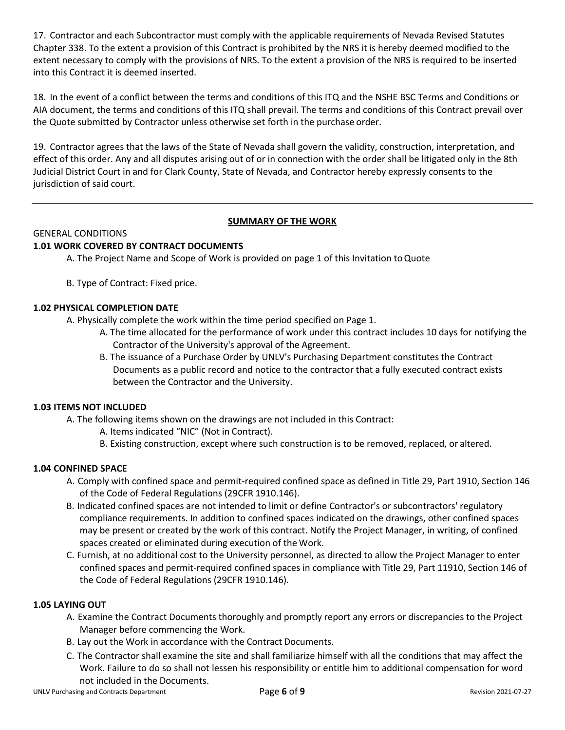17. Contractor and each Subcontractor must comply with the applicable requirements of Nevada Revised Statutes Chapter 338. To the extent a provision of this Contract is prohibited by the NRS it is hereby deemed modified to the extent necessary to comply with the provisions of NRS. To the extent a provision of the NRS is required to be inserted into this Contract it is deemed inserted.

18. In the event of a conflict between the terms and conditions of this ITQ and the NSHE BSC Terms and Conditions or AIA document, the terms and conditions of this ITQ shall prevail. The terms and conditions of this Contract prevail over the Quote submitted by Contractor unless otherwise set forth in the purchase order.

19. Contractor agrees that the laws of the State of Nevada shall govern the validity, construction, interpretation, and effect of this order. Any and all disputes arising out of or in connection with the order shall be litigated only in the 8th Judicial District Court in and for Clark County, State of Nevada, and Contractor hereby expressly consents to the jurisdiction of said court.

---

## SUMMARY OF THE WORK

GENERAL CONDITIONS

### 1.01 WORK COVERED BY CONTRACT DOCUMENTS

A. The Project Name and Scope of Work is provided on page 1 of this Invitation to Quote

B. Type of Contract: Fixed price.

### 1.02 PHYSICAL COMPLETION DATE

A. Physically complete the work within the time period specified on Page 1.

  A. The time allocated for the performance of work under this contract includes 10 days for notifying the Contractor of the University's approval of the Agreement.

  B. The issuance of a Purchase Order by UNLV's Purchasing Department constitutes the Contract Documents as a public record and notice to the contractor that a fully executed contract exists between the Contractor and the University.

### 1.03 ITEMS NOT INCLUDED

A. The following items shown on the drawings are not included in this Contract:

  A. Items indicated "NIC" (Not in Contract).

  B. Existing construction, except where such construction is to be removed, replaced, or altered.

### 1.04 CONFINED SPACE

A. Comply with confined space and permit-required confined space as defined in Title 29, Part 1910, Section 146 of the Code of Federal Regulations (29CFR 1910.146).

B. Indicated confined spaces are not intended to limit or define Contractor's or subcontractors' regulatory compliance requirements. In addition to confined spaces indicated on the drawings, other confined spaces may be present or created by the work of this contract. Notify the Project Manager, in writing, of confined spaces created or eliminated during execution of the Work.

C. Furnish, at no additional cost to the University personnel, as directed to allow the Project Manager to enter confined spaces and permit-required confined spaces in compliance with Title 29, Part 11910, Section 146 of the Code of Federal Regulations (29CFR 1910.146).

### 1.05 LAYING OUT

A. Examine the Contract Documents thoroughly and promptly report any errors or discrepancies to the Project Manager before commencing the Work.

B. Lay out the Work in accordance with the Contract Documents.

C. The Contractor shall examine the site and shall familiarize himself with all the conditions that may affect the Work. Failure to do so shall not lessen his responsibility or entitle him to additional compensation for word not included in the Documents.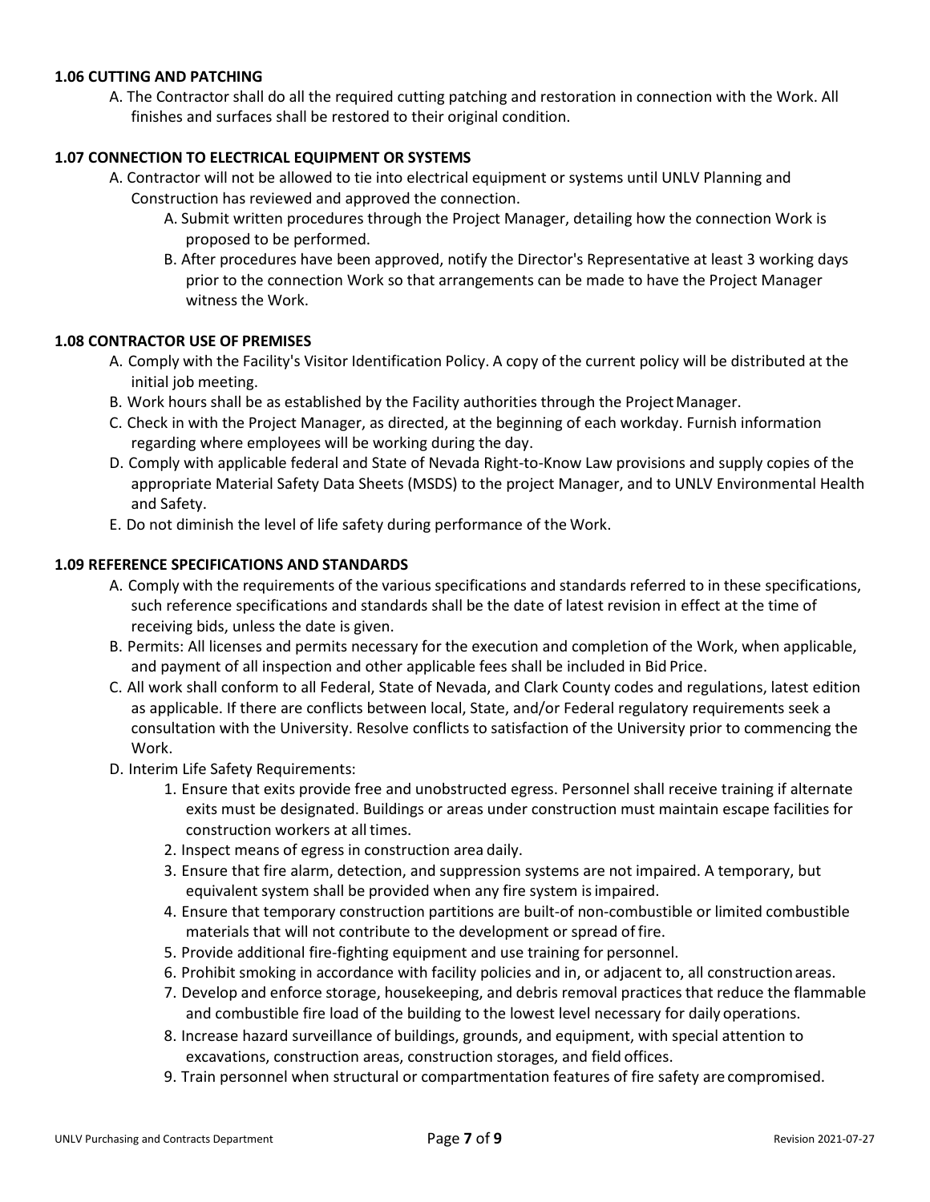### 1.06 CUTTING AND PATCHING

A. The Contractor shall do all the required cutting patching and restoration in connection with the Work. All finishes and surfaces shall be restored to their original condition.

### 1.07 CONNECTION TO ELECTRICAL EQUIPMENT OR SYSTEMS

A. Contractor will not be allowed to tie into electrical equipment or systems until UNLV Planning and Construction has reviewed and approved the connection.

   A. Submit written procedures through the Project Manager, detailing how the connection Work is proposed to be performed.

   B. After procedures have been approved, notify the Director's Representative at least 3 working days prior to the connection Work so that arrangements can be made to have the Project Manager witness the Work.

### 1.08 CONTRACTOR USE OF PREMISES

A. Comply with the Facility's Visitor Identification Policy. A copy of the current policy will be distributed at the initial job meeting.

B. Work hours shall be as established by the Facility authorities through the Project Manager.

C. Check in with the Project Manager, as directed, at the beginning of each workday. Furnish information regarding where employees will be working during the day.

D. Comply with applicable federal and State of Nevada Right-to-Know Law provisions and supply copies of the appropriate Material Safety Data Sheets (MSDS) to the project Manager, and to UNLV Environmental Health and Safety.

E. Do not diminish the level of life safety during performance of the Work.

### 1.09 REFERENCE SPECIFICATIONS AND STANDARDS

A. Comply with the requirements of the various specifications and standards referred to in these specifications, such reference specifications and standards shall be the date of latest revision in effect at the time of receiving bids, unless the date is given.

B. Permits: All licenses and permits necessary for the execution and completion of the Work, when applicable, and payment of all inspection and other applicable fees shall be included in Bid Price.

C. All work shall conform to all Federal, State of Nevada, and Clark County codes and regulations, latest edition as applicable. If there are conflicts between local, State, and/or Federal regulatory requirements seek a consultation with the University. Resolve conflicts to satisfaction of the University prior to commencing the Work.

D. Interim Life Safety Requirements:

   1. Ensure that exits provide free and unobstructed egress. Personnel shall receive training if alternate exits must be designated. Buildings or areas under construction must maintain escape facilities for construction workers at all times.
   2. Inspect means of egress in construction area daily.
   3. Ensure that fire alarm, detection, and suppression systems are not impaired. A temporary, but equivalent system shall be provided when any fire system is impaired.
   4. Ensure that temporary construction partitions are built-of non-combustible or limited combustible materials that will not contribute to the development or spread of fire.
   5. Provide additional fire-fighting equipment and use training for personnel.
   6. Prohibit smoking in accordance with facility policies and in, or adjacent to, all construction areas.
   7. Develop and enforce storage, housekeeping, and debris removal practices that reduce the flammable and combustible fire load of the building to the lowest level necessary for daily operations.
   8. Increase hazard surveillance of buildings, grounds, and equipment, with special attention to excavations, construction areas, construction storages, and field offices.
   9. Train personnel when structural or compartmentation features of fire safety are compromised.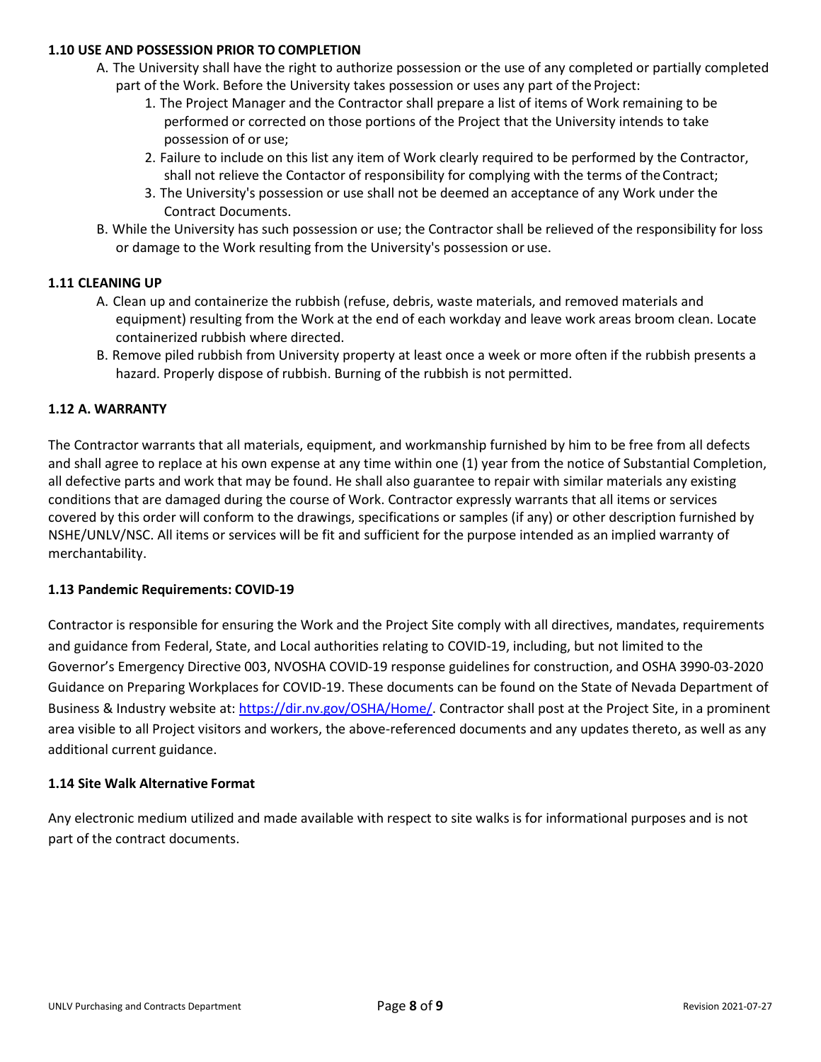### 1.10 USE AND POSSESSION PRIOR TO COMPLETION

A. The University shall have the right to authorize possession or the use of any completed or partially completed part of the Work. Before the University takes possession or uses any part of the Project:

1. The Project Manager and the Contractor shall prepare a list of items of Work remaining to be performed or corrected on those portions of the Project that the University intends to take possession of or use;
2. Failure to include on this list any item of Work clearly required to be performed by the Contractor, shall not relieve the Contactor of responsibility for complying with the terms of the Contract;
3. The University's possession or use shall not be deemed an acceptance of any Work under the Contract Documents.

B. While the University has such possession or use; the Contractor shall be relieved of the responsibility for loss or damage to the Work resulting from the University's possession or use.

### 1.11 CLEANING UP

A. Clean up and containerize the rubbish (refuse, debris, waste materials, and removed materials and equipment) resulting from the Work at the end of each workday and leave work areas broom clean. Locate containerized rubbish where directed.

B. Remove piled rubbish from University property at least once a week or more often if the rubbish presents a hazard. Properly dispose of rubbish. Burning of the rubbish is not permitted.

### 1.12 A. WARRANTY

The Contractor warrants that all materials, equipment, and workmanship furnished by him to be free from all defects and shall agree to replace at his own expense at any time within one (1) year from the notice of Substantial Completion, all defective parts and work that may be found. He shall also guarantee to repair with similar materials any existing conditions that are damaged during the course of Work. Contractor expressly warrants that all items or services covered by this order will conform to the drawings, specifications or samples (if any) or other description furnished by NSHE/UNLV/NSC. All items or services will be fit and sufficient for the purpose intended as an implied warranty of merchantability.

### 1.13 Pandemic Requirements: COVID-19

Contractor is responsible for ensuring the Work and the Project Site comply with all directives, mandates, requirements and guidance from Federal, State, and Local authorities relating to COVID-19, including, but not limited to the Governor's Emergency Directive 003, NVOSHA COVID-19 response guidelines for construction, and OSHA 3990-03-2020 Guidance on Preparing Workplaces for COVID-19. These documents can be found on the State of Nevada Department of Business & Industry website at: https://dir.nv.gov/OSHA/Home/. Contractor shall post at the Project Site, in a prominent area visible to all Project visitors and workers, the above-referenced documents and any updates thereto, as well as any additional current guidance.

### 1.14 Site Walk Alternative Format

Any electronic medium utilized and made available with respect to site walks is for informational purposes and is not part of the contract documents.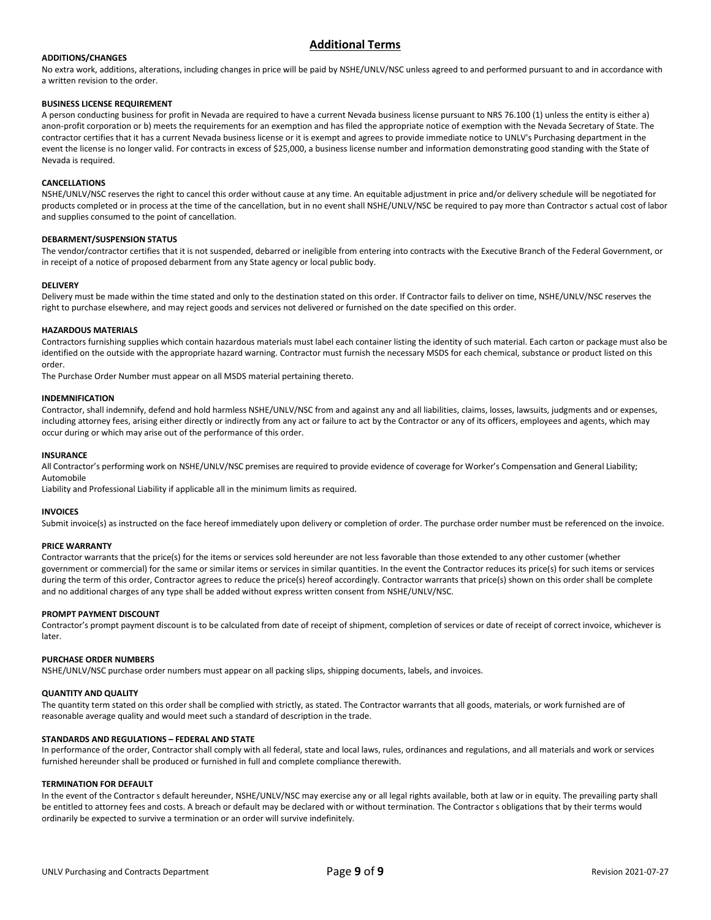## Additional Terms

**ADDITIONS/CHANGES**

No extra work, additions, alterations, including changes in price will be paid by NSHE/UNLV/NSC unless agreed to and performed pursuant to and in accordance with a written revision to the order.

**BUSINESS LICENSE REQUIREMENT**

A person conducting business for profit in Nevada are required to have a current Nevada business license pursuant to NRS 76.100 (1) unless the entity is either a) anon-profit corporation or b) meets the requirements for an exemption and has filed the appropriate notice of exemption with the Nevada Secretary of State. The contractor certifies that it has a current Nevada business license or it is exempt and agrees to provide immediate notice to UNLV's Purchasing department in the event the license is no longer valid. For contracts in excess of $25,000, a business license number and information demonstrating good standing with the State of Nevada is required.

**CANCELLATIONS**

NSHE/UNLV/NSC reserves the right to cancel this order without cause at any time. An equitable adjustment in price and/or delivery schedule will be negotiated for products completed or in process at the time of the cancellation, but in no event shall NSHE/UNLV/NSC be required to pay more than Contractor s actual cost of labor and supplies consumed to the point of cancellation.

**DEBARMENT/SUSPENSION STATUS**

The vendor/contractor certifies that it is not suspended, debarred or ineligible from entering into contracts with the Executive Branch of the Federal Government, or in receipt of a notice of proposed debarment from any State agency or local public body.

**DELIVERY**

Delivery must be made within the time stated and only to the destination stated on this order. If Contractor fails to deliver on time, NSHE/UNLV/NSC reserves the right to purchase elsewhere, and may reject goods and services not delivered or furnished on the date specified on this order.

**HAZARDOUS MATERIALS**

Contractors furnishing supplies which contain hazardous materials must label each container listing the identity of such material. Each carton or package must also be identified on the outside with the appropriate hazard warning. Contractor must furnish the necessary MSDS for each chemical, substance or product listed on this order.

The Purchase Order Number must appear on all MSDS material pertaining thereto.

**INDEMNIFICATION**

Contractor, shall indemnify, defend and hold harmless NSHE/UNLV/NSC from and against any and all liabilities, claims, losses, lawsuits, judgments and or expenses, including attorney fees, arising either directly or indirectly from any act or failure to act by the Contractor or any of its officers, employees and agents, which may occur during or which may arise out of the performance of this order.

**INSURANCE**

All Contractor's performing work on NSHE/UNLV/NSC premises are required to provide evidence of coverage for Worker's Compensation and General Liability; Automobile

Liability and Professional Liability if applicable all in the minimum limits as required.

**INVOICES**

Submit invoice(s) as instructed on the face hereof immediately upon delivery or completion of order. The purchase order number must be referenced on the invoice.

**PRICE WARRANTY**

Contractor warrants that the price(s) for the items or services sold hereunder are not less favorable than those extended to any other customer (whether government or commercial) for the same or similar items or services in similar quantities. In the event the Contractor reduces its price(s) for such items or services during the term of this order, Contractor agrees to reduce the price(s) hereof accordingly. Contractor warrants that price(s) shown on this order shall be complete and no additional charges of any type shall be added without express written consent from NSHE/UNLV/NSC.

**PROMPT PAYMENT DISCOUNT**

Contractor's prompt payment discount is to be calculated from date of receipt of shipment, completion of services or date of receipt of correct invoice, whichever is later.

**PURCHASE ORDER NUMBERS**

NSHE/UNLV/NSC purchase order numbers must appear on all packing slips, shipping documents, labels, and invoices.

**QUANTITY AND QUALITY**

The quantity term stated on this order shall be complied with strictly, as stated. The Contractor warrants that all goods, materials, or work furnished are of reasonable average quality and would meet such a standard of description in the trade.

**STANDARDS AND REGULATIONS – FEDERAL AND STATE**

In performance of the order, Contractor shall comply with all federal, state and local laws, rules, ordinances and regulations, and all materials and work or services furnished hereunder shall be produced or furnished in full and complete compliance therewith.

**TERMINATION FOR DEFAULT**

In the event of the Contractor s default hereunder, NSHE/UNLV/NSC may exercise any or all legal rights available, both at law or in equity. The prevailing party shall be entitled to attorney fees and costs. A breach or default may be declared with or without termination. The Contractor s obligations that by their terms would ordinarily be expected to survive a termination or an order will survive indefinitely.